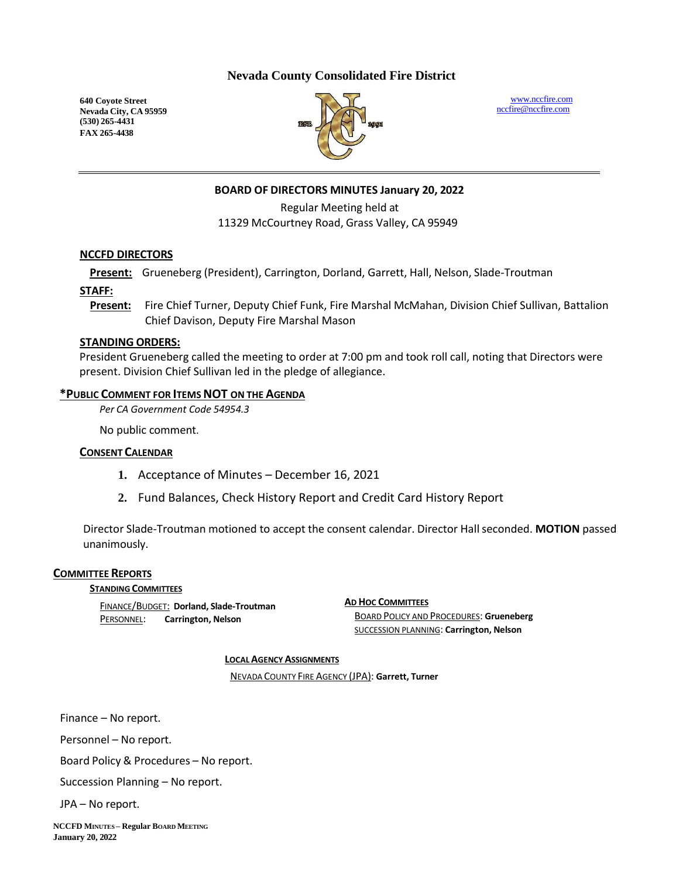# Nevada County Consolidated Fire District

**640 Coyote Street**
**Nevada City, CA 95959**
**(530) 265-4431**
**FAX 265-4438**

www.nccfire.com
nccfire@nccfire.com

## BOARD OF DIRECTORS MINUTES January 20, 2022

Regular Meeting held at
11329 McCourtney Road, Grass Valley, CA 95949

### NCCFD DIRECTORS

**Present:** Grueneberg (President), Carrington, Dorland, Garrett, Hall, Nelson, Slade-Troutman

### STAFF:

**Present:** Fire Chief Turner, Deputy Chief Funk, Fire Marshal McMahan, Division Chief Sullivan, Battalion Chief Davison, Deputy Fire Marshal Mason

### STANDING ORDERS:

President Grueneberg called the meeting to order at 7:00 pm and took roll call, noting that Directors were present. Division Chief Sullivan led in the pledge of allegiance.

### *PUBLIC COMMENT FOR ITEMS NOT ON THE AGENDA

*Per CA Government Code 54954.3*

No public comment.

### CONSENT CALENDAR

1. Acceptance of Minutes – December 16, 2021
2. Fund Balances, Check History Report and Credit Card History Report

Director Slade-Troutman motioned to accept the consent calendar. Director Hall seconded. **MOTION** passed unanimously.

### COMMITTEE REPORTS

**STANDING COMMITTEES**

FINANCE/BUDGET: **Dorland, Slade-Troutman**
PERSONNEL: **Carrington, Nelson**

**AD HOC COMMITTEES**

BOARD POLICY AND PROCEDURES: **Grueneberg**
SUCCESSION PLANNING: **Carrington, Nelson**

**LOCAL AGENCY ASSIGNMENTS**

NEVADA COUNTY FIRE AGENCY (JPA): **Garrett, Turner**

Finance – No report.

Personnel – No report.

Board Policy & Procedures – No report.

Succession Planning – No report.

JPA – No report.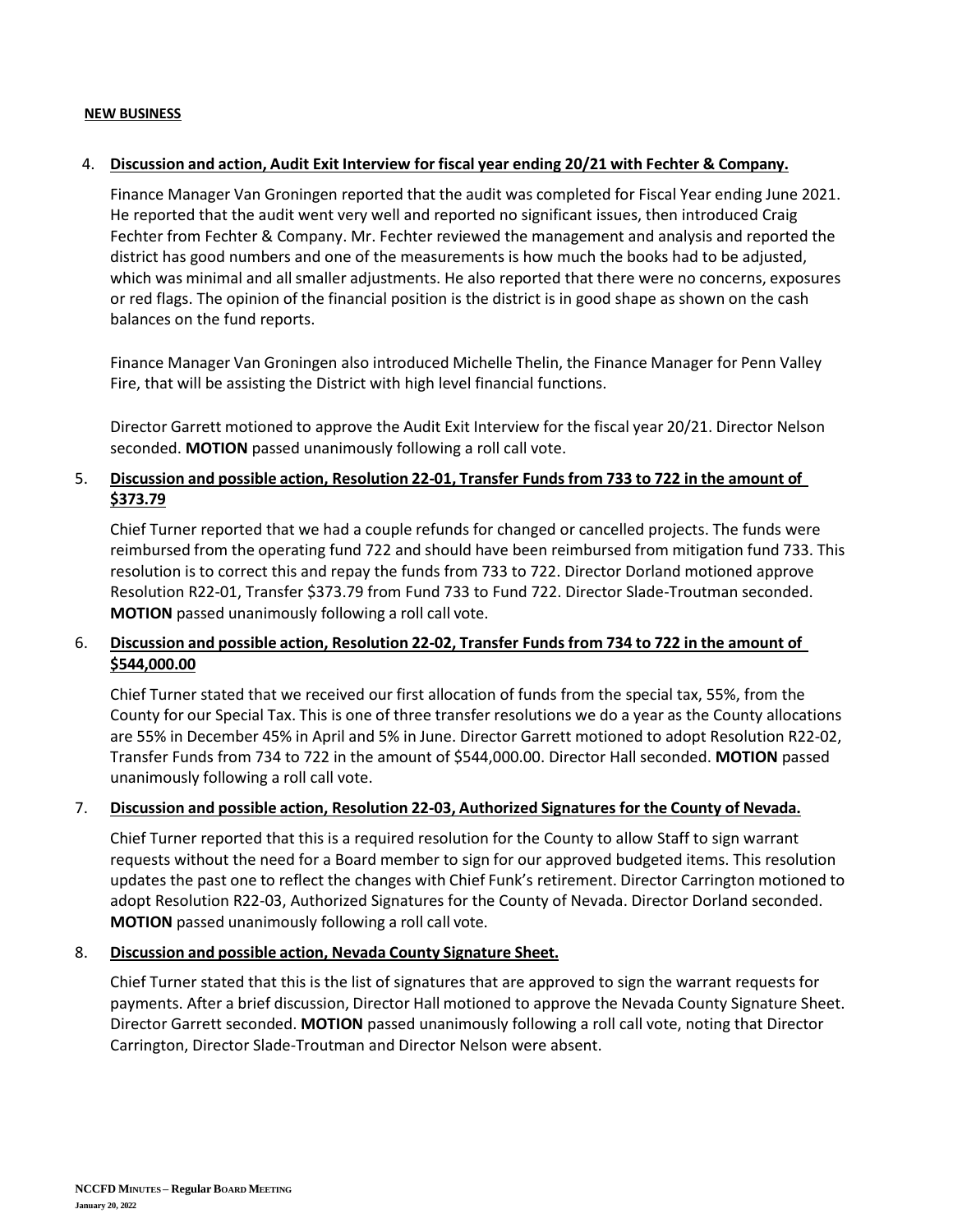**NEW BUSINESS**

4. **Discussion and action, Audit Exit Interview for fiscal year ending 20/21 with Fechter & Company.**

   Finance Manager Van Groningen reported that the audit was completed for Fiscal Year ending June 2021. He reported that the audit went very well and reported no significant issues, then introduced Craig Fechter from Fechter & Company. Mr. Fechter reviewed the management and analysis and reported the district has good numbers and one of the measurements is how much the books had to be adjusted, which was minimal and all smaller adjustments. He also reported that there were no concerns, exposures or red flags. The opinion of the financial position is the district is in good shape as shown on the cash balances on the fund reports.

   Finance Manager Van Groningen also introduced Michelle Thelin, the Finance Manager for Penn Valley Fire, that will be assisting the District with high level financial functions.

   Director Garrett motioned to approve the Audit Exit Interview for the fiscal year 20/21. Director Nelson seconded. **MOTION** passed unanimously following a roll call vote.

5. **Discussion and possible action, Resolution 22-01, Transfer Funds from 733 to 722 in the amount of $373.79**

   Chief Turner reported that we had a couple refunds for changed or cancelled projects. The funds were reimbursed from the operating fund 722 and should have been reimbursed from mitigation fund 733. This resolution is to correct this and repay the funds from 733 to 722. Director Dorland motioned approve Resolution R22-01, Transfer $373.79 from Fund 733 to Fund 722. Director Slade-Troutman seconded. **MOTION** passed unanimously following a roll call vote.

6. **Discussion and possible action, Resolution 22-02, Transfer Funds from 734 to 722 in the amount of $544,000.00**

   Chief Turner stated that we received our first allocation of funds from the special tax, 55%, from the County for our Special Tax. This is one of three transfer resolutions we do a year as the County allocations are 55% in December 45% in April and 5% in June. Director Garrett motioned to adopt Resolution R22-02, Transfer Funds from 734 to 722 in the amount of $544,000.00. Director Hall seconded. **MOTION** passed unanimously following a roll call vote.

7. **Discussion and possible action, Resolution 22-03, Authorized Signatures for the County of Nevada.**

   Chief Turner reported that this is a required resolution for the County to allow Staff to sign warrant requests without the need for a Board member to sign for our approved budgeted items. This resolution updates the past one to reflect the changes with Chief Funk's retirement. Director Carrington motioned to adopt Resolution R22-03, Authorized Signatures for the County of Nevada. Director Dorland seconded. **MOTION** passed unanimously following a roll call vote.

8. **Discussion and possible action, Nevada County Signature Sheet.**

   Chief Turner stated that this is the list of signatures that are approved to sign the warrant requests for payments. After a brief discussion, Director Hall motioned to approve the Nevada County Signature Sheet. Director Garrett seconded. **MOTION** passed unanimously following a roll call vote, noting that Director Carrington, Director Slade-Troutman and Director Nelson were absent.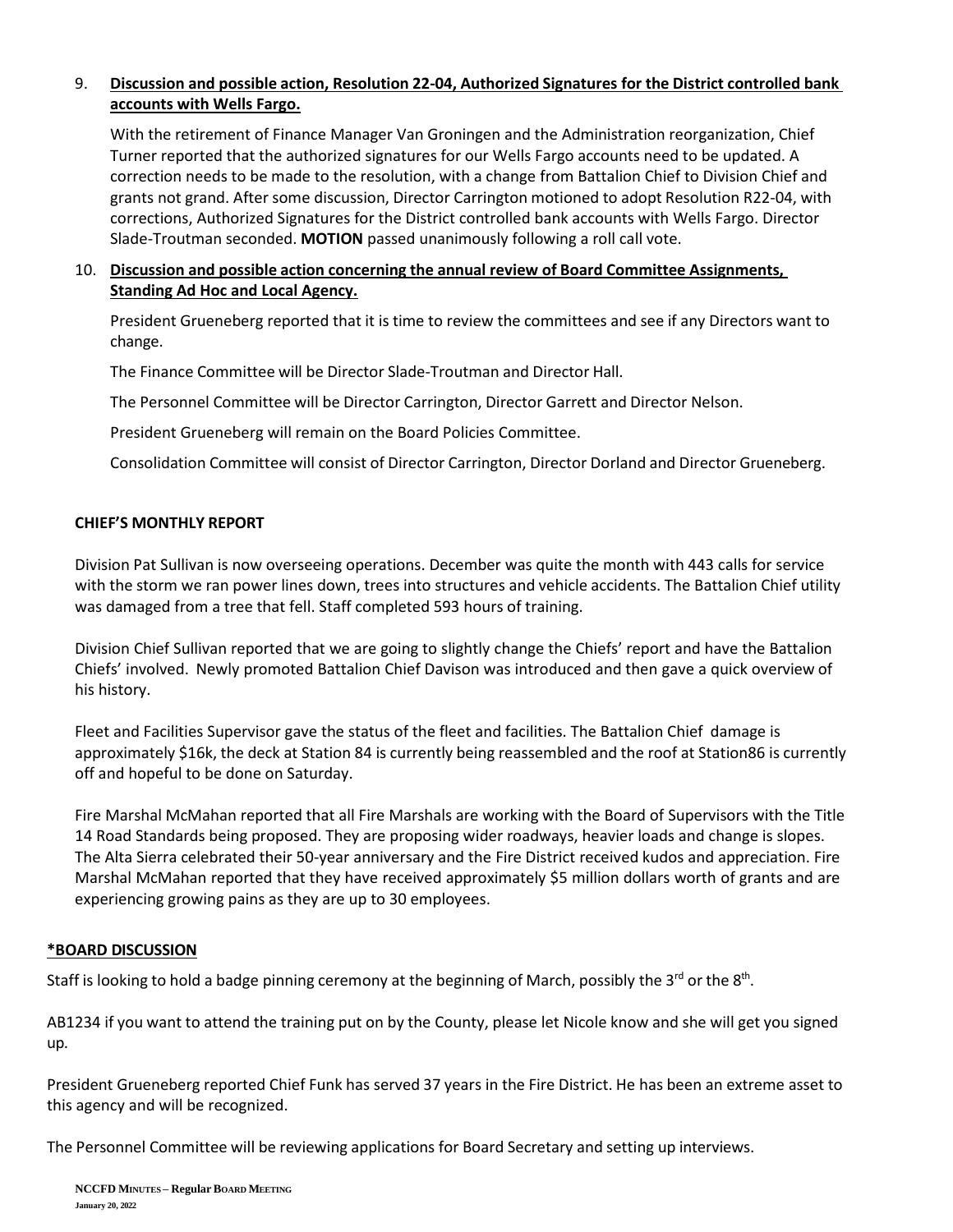9. **Discussion and possible action, Resolution 22-04, Authorized Signatures for the District controlled bank accounts with Wells Fargo.**

   With the retirement of Finance Manager Van Groningen and the Administration reorganization, Chief Turner reported that the authorized signatures for our Wells Fargo accounts need to be updated. A correction needs to be made to the resolution, with a change from Battalion Chief to Division Chief and grants not grand. After some discussion, Director Carrington motioned to adopt Resolution R22-04, with corrections, Authorized Signatures for the District controlled bank accounts with Wells Fargo. Director Slade-Troutman seconded. **MOTION** passed unanimously following a roll call vote.

10. **Discussion and possible action concerning the annual review of Board Committee Assignments, Standing Ad Hoc and Local Agency.**

    President Grueneberg reported that it is time to review the committees and see if any Directors want to change.

    The Finance Committee will be Director Slade-Troutman and Director Hall.

    The Personnel Committee will be Director Carrington, Director Garrett and Director Nelson.

    President Grueneberg will remain on the Board Policies Committee.

    Consolidation Committee will consist of Director Carrington, Director Dorland and Director Grueneberg.

**CHIEF'S MONTHLY REPORT**

Division Pat Sullivan is now overseeing operations. December was quite the month with 443 calls for service with the storm we ran power lines down, trees into structures and vehicle accidents. The Battalion Chief utility was damaged from a tree that fell. Staff completed 593 hours of training.

Division Chief Sullivan reported that we are going to slightly change the Chiefs' report and have the Battalion Chiefs' involved. Newly promoted Battalion Chief Davison was introduced and then gave a quick overview of his history.

Fleet and Facilities Supervisor gave the status of the fleet and facilities. The Battalion Chief damage is approximately $16k, the deck at Station 84 is currently being reassembled and the roof at Station86 is currently off and hopeful to be done on Saturday.

Fire Marshal McMahan reported that all Fire Marshals are working with the Board of Supervisors with the Title 14 Road Standards being proposed. They are proposing wider roadways, heavier loads and change is slopes. The Alta Sierra celebrated their 50-year anniversary and the Fire District received kudos and appreciation. Fire Marshal McMahan reported that they have received approximately $5 million dollars worth of grants and are experiencing growing pains as they are up to 30 employees.

## *BOARD DISCUSSION

Staff is looking to hold a badge pinning ceremony at the beginning of March, possibly the 3rd or the 8th.

AB1234 if you want to attend the training put on by the County, please let Nicole know and she will get you signed up.

President Grueneberg reported Chief Funk has served 37 years in the Fire District. He has been an extreme asset to this agency and will be recognized.

The Personnel Committee will be reviewing applications for Board Secretary and setting up interviews.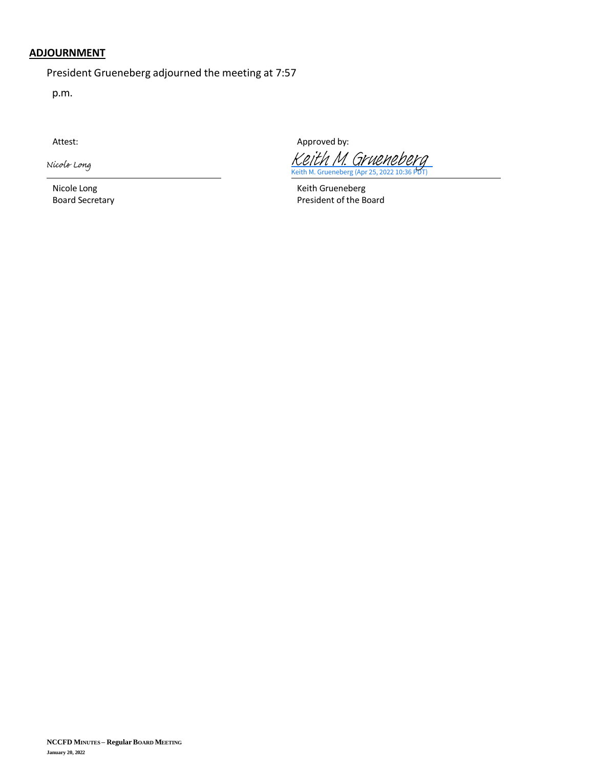## ADJOURNMENT

President Grueneberg adjourned the meeting at 7:57 p.m.

| Attest: | Approved by: |
| --- | --- |
| Nicole Long | Keith M. Grueneberg |
| | Keith M. Grueneberg (Apr 25, 2022 10:36 PDT) |
| Nicole Long | Keith Grueneberg |
| Board Secretary | President of the Board |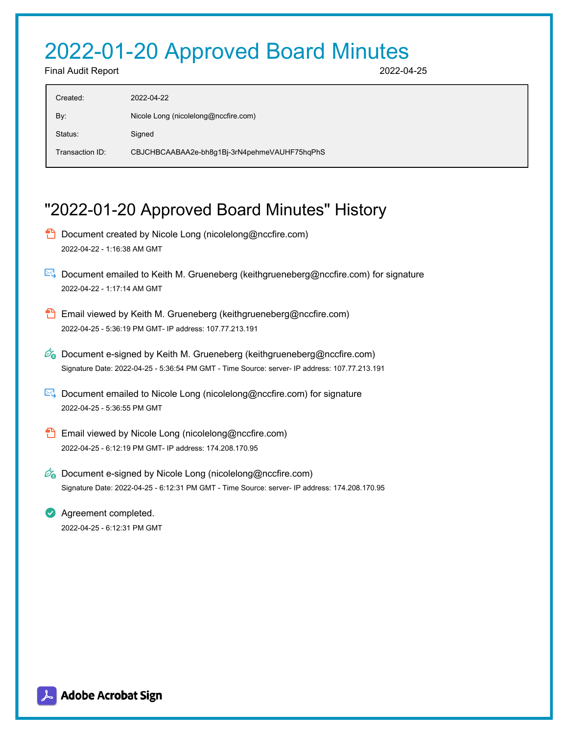# 2022-01-20 Approved Board Minutes

Final Audit Report 2022-04-25

| | |
|---|---|
| Created: | 2022-04-22 |
| By: | Nicole Long (nicolelong@nccfire.com) |
| Status: | Signed |
| Transaction ID: | CBJCHBCAABAA2e-bh8g1Bj-3rN4pehmeVAUHF75hqPhS |

## "2022-01-20 Approved Board Minutes" History

- Document created by Nicole Long (nicolelong@nccfire.com)
  2022-04-22 - 1:16:38 AM GMT

- Document emailed to Keith M. Grueneberg (keithgrueneberg@nccfire.com) for signature
  2022-04-22 - 1:17:14 AM GMT

- Email viewed by Keith M. Grueneberg (keithgrueneberg@nccfire.com)
  2022-04-25 - 5:36:19 PM GMT- IP address: 107.77.213.191

- Document e-signed by Keith M. Grueneberg (keithgrueneberg@nccfire.com)
  Signature Date: 2022-04-25 - 5:36:54 PM GMT - Time Source: server- IP address: 107.77.213.191

- Document emailed to Nicole Long (nicolelong@nccfire.com) for signature
  2022-04-25 - 5:36:55 PM GMT

- Email viewed by Nicole Long (nicolelong@nccfire.com)
  2022-04-25 - 6:12:19 PM GMT- IP address: 174.208.170.95

- Document e-signed by Nicole Long (nicolelong@nccfire.com)
  Signature Date: 2022-04-25 - 6:12:31 PM GMT - Time Source: server- IP address: 174.208.170.95

- Agreement completed.
  2022-04-25 - 6:12:31 PM GMT

Adobe Acrobat Sign